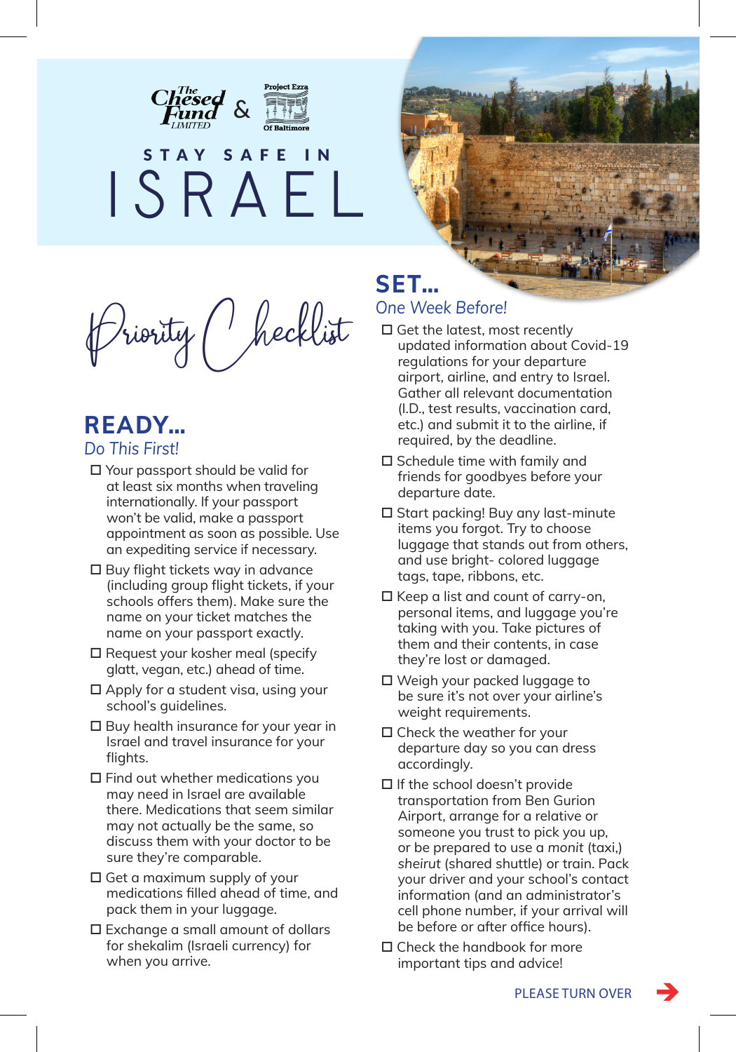The Chesed Fund LIMITED & Project Ezra Of Baltimore

# STAY SAFE IN ISRAEL

## Priority Checklist

## READY...

*Do This First!*

- ☐ Your passport should be valid for at least six months when traveling internationally. If your passport won't be valid, make a passport appointment as soon as possible. Use an expediting service if necessary.
- ☐ Buy flight tickets way in advance (including group flight tickets, if your schools offers them). Make sure the name on your ticket matches the name on your passport exactly.
- ☐ Request your kosher meal (specify glatt, vegan, etc.) ahead of time.
- ☐ Apply for a student visa, using your school's guidelines.
- ☐ Buy health insurance for your year in Israel and travel insurance for your flights.
- ☐ Find out whether medications you may need in Israel are available there. Medications that seem similar may not actually be the same, so discuss them with your doctor to be sure they're comparable.
- ☐ Get a maximum supply of your medications filled ahead of time, and pack them in your luggage.
- ☐ Exchange a small amount of dollars for shekalim (Israeli currency) for when you arrive.

## SET...

*One Week Before!*

- ☐ Get the latest, most recently updated information about Covid-19 regulations for your departure airport, airline, and entry to Israel. Gather all relevant documentation (I.D., test results, vaccination card, etc.) and submit it to the airline, if required, by the deadline.
- ☐ Schedule time with family and friends for goodbyes before your departure date.
- ☐ Start packing! Buy any last-minute items you forgot. Try to choose luggage that stands out from others, and use bright- colored luggage tags, tape, ribbons, etc.
- ☐ Keep a list and count of carry-on, personal items, and luggage you're taking with you. Take pictures of them and their contents, in case they're lost or damaged.
- ☐ Weigh your packed luggage to be sure it's not over your airline's weight requirements.
- ☐ Check the weather for your departure day so you can dress accordingly.
- ☐ If the school doesn't provide transportation from Ben Gurion Airport, arrange for a relative or someone you trust to pick you up, or be prepared to use a *monit* (taxi,) *sheirut* (shared shuttle) or train. Pack your driver and your school's contact information (and an administrator's cell phone number, if your arrival will be before or after office hours).
- ☐ Check the handbook for more important tips and advice!

PLEASE TURN OVER →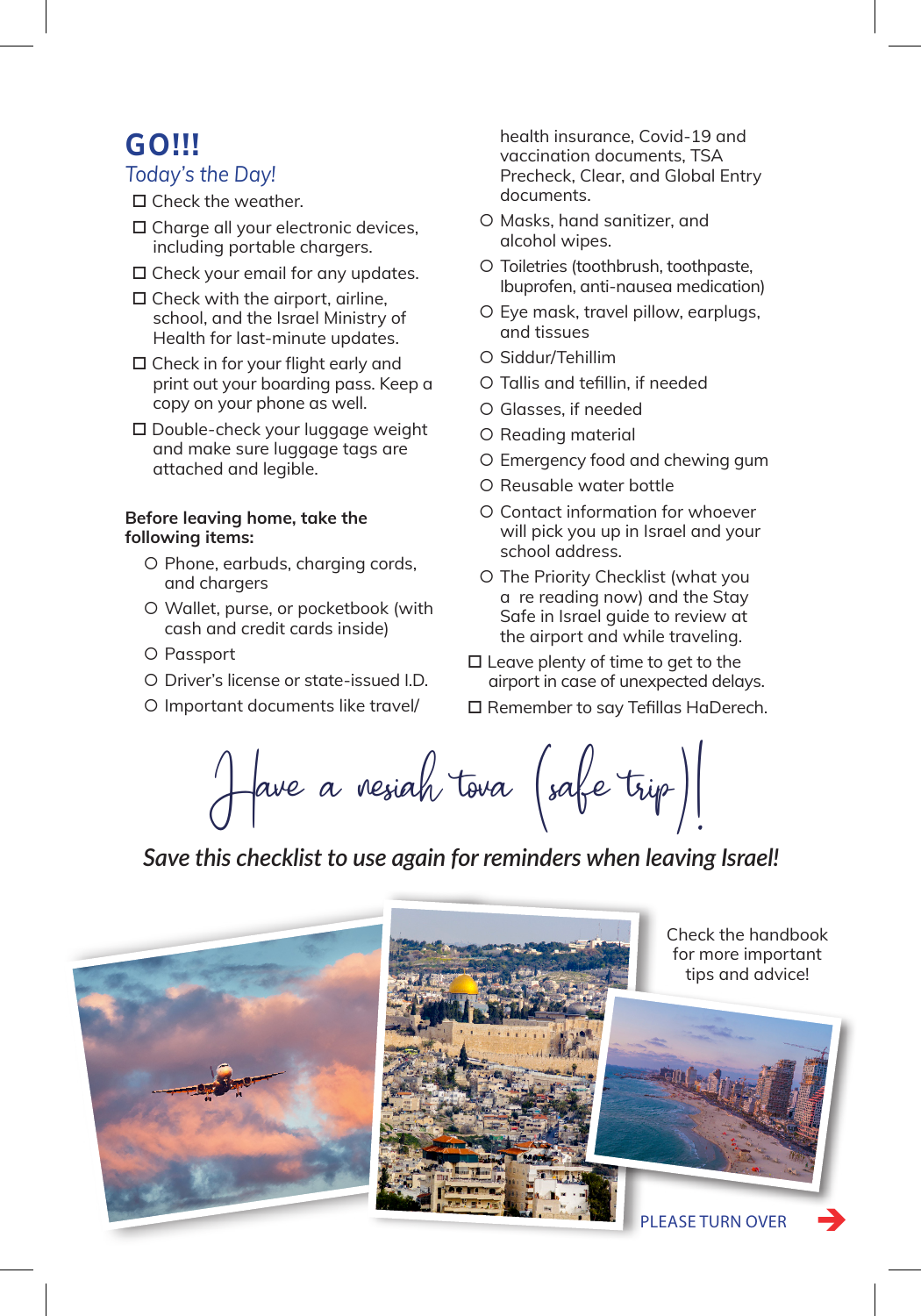# GO!!!

## Today's the Day!

- ☐ Check the weather.
- ☐ Charge all your electronic devices, including portable chargers.
- ☐ Check your email for any updates.
- ☐ Check with the airport, airline, school, and the Israel Ministry of Health for last-minute updates.
- ☐ Check in for your flight early and print out your boarding pass. Keep a copy on your phone as well.
- ☐ Double-check your luggage weight and make sure luggage tags are attached and legible.

**Before leaving home, take the following items:**

- O Phone, earbuds, charging cords, and chargers
- O Wallet, purse, or pocketbook (with cash and credit cards inside)
- O Passport
- O Driver's license or state-issued I.D.
- O Important documents like travel/health insurance, Covid-19 and vaccination documents, TSA Precheck, Clear, and Global Entry documents.
- O Masks, hand sanitizer, and alcohol wipes.
- O Toiletries (toothbrush, toothpaste, Ibuprofen, anti-nausea medication)
- O Eye mask, travel pillow, earplugs, and tissues
- O Siddur/Tehillim
- O Tallis and tefillin, if needed
- O Glasses, if needed
- O Reading material
- O Emergency food and chewing gum
- O Reusable water bottle
- O Contact information for whoever will pick you up in Israel and your school address.
- O The Priority Checklist (what you a re reading now) and the Stay Safe in Israel guide to review at the airport and while traveling.

- ☐ Leave plenty of time to get to the airport in case of unexpected delays.
- ☐ Remember to say Tefillas HaDerech.

Have a nesiah tova (safe trip)!

***Save this checklist to use again for reminders when leaving Israel!***

Check the handbook for more important tips and advice!

PLEASE TURN OVER